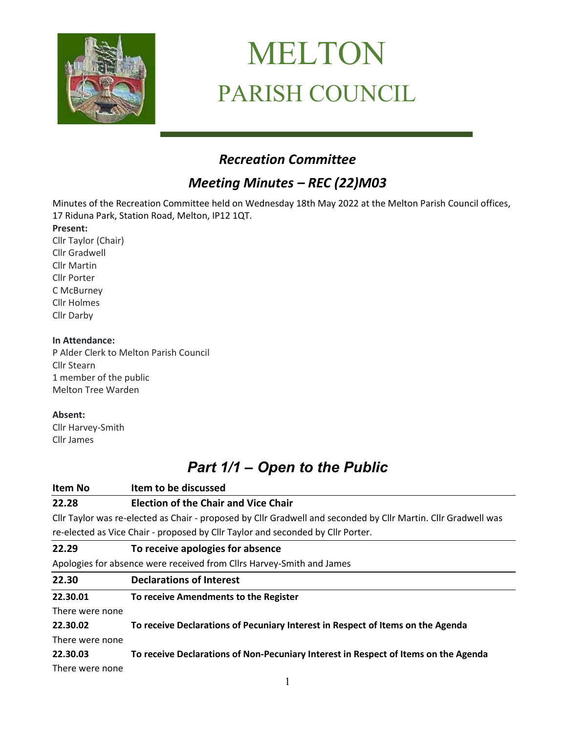# MELTON
## PARISH COUNCIL

### *Recreation Committee*

### *Meeting Minutes – REC (22)M03*

Minutes of the Recreation Committee held on Wednesday 18th May 2022 at the Melton Parish Council offices, 17 Riduna Park, Station Road, Melton, IP12 1QT.

**Present:**
Cllr Taylor (Chair)
Cllr Gradwell
Cllr Martin
Cllr Porter
C McBurney
Cllr Holmes
Cllr Darby

**In Attendance:**
P Alder Clerk to Melton Parish Council
Cllr Stearn
1 member of the public
Melton Tree Warden

**Absent:**
Cllr Harvey-Smith
Cllr James

## *Part 1/1 – Open to the Public*

| Item No | Item to be discussed |
|---|---|
| **22.28** | **Election of the Chair and Vice Chair** |

Cllr Taylor was re-elected as Chair - proposed by Cllr Gradwell and seconded by Cllr Martin. Cllr Gradwell was re-elected as Vice Chair - proposed by Cllr Taylor and seconded by Cllr Porter.

**22.29 To receive apologies for absence**

Apologies for absence were received from Cllrs Harvey-Smith and James

**22.30 Declarations of Interest**

**22.30.01 To receive Amendments to the Register**

There were none

**22.30.02 To receive Declarations of Pecuniary Interest in Respect of Items on the Agenda**

There were none

**22.30.03 To receive Declarations of Non-Pecuniary Interest in Respect of Items on the Agenda**

There were none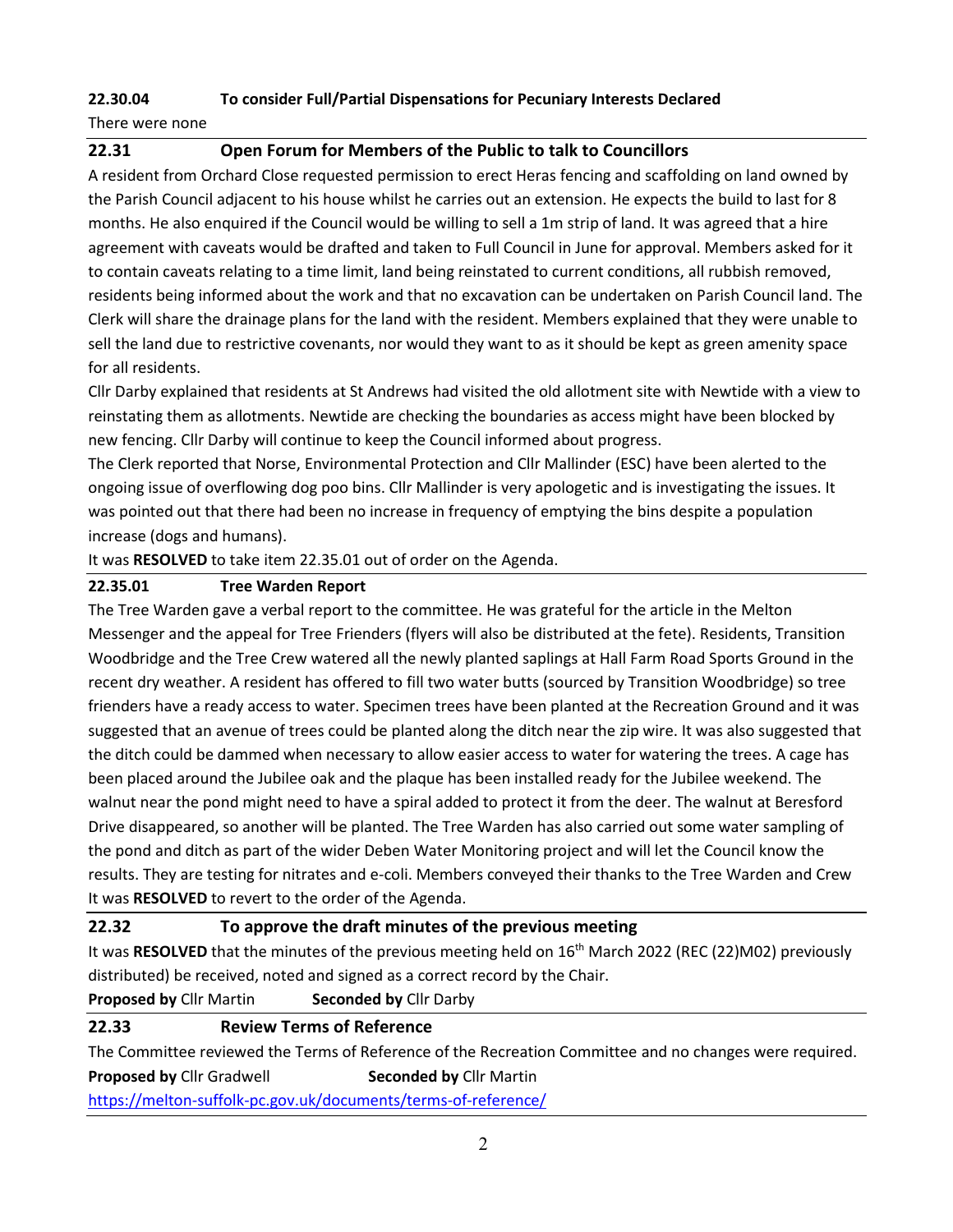**22.30.04 To consider Full/Partial Dispensations for Pecuniary Interests Declared**

There were none

## 22.31 Open Forum for Members of the Public to talk to Councillors

A resident from Orchard Close requested permission to erect Heras fencing and scaffolding on land owned by the Parish Council adjacent to his house whilst he carries out an extension. He expects the build to last for 8 months. He also enquired if the Council would be willing to sell a 1m strip of land. It was agreed that a hire agreement with caveats would be drafted and taken to Full Council in June for approval. Members asked for it to contain caveats relating to a time limit, land being reinstated to current conditions, all rubbish removed, residents being informed about the work and that no excavation can be undertaken on Parish Council land. The Clerk will share the drainage plans for the land with the resident. Members explained that they were unable to sell the land due to restrictive covenants, nor would they want to as it should be kept as green amenity space for all residents.

Cllr Darby explained that residents at St Andrews had visited the old allotment site with Newtide with a view to reinstating them as allotments. Newtide are checking the boundaries as access might have been blocked by new fencing. Cllr Darby will continue to keep the Council informed about progress.

The Clerk reported that Norse, Environmental Protection and Cllr Mallinder (ESC) have been alerted to the ongoing issue of overflowing dog poo bins. Cllr Mallinder is very apologetic and is investigating the issues. It was pointed out that there had been no increase in frequency of emptying the bins despite a population increase (dogs and humans).

It was **RESOLVED** to take item 22.35.01 out of order on the Agenda.

**22.35.01 Tree Warden Report**

The Tree Warden gave a verbal report to the committee. He was grateful for the article in the Melton Messenger and the appeal for Tree Frienders (flyers will also be distributed at the fete). Residents, Transition Woodbridge and the Tree Crew watered all the newly planted saplings at Hall Farm Road Sports Ground in the recent dry weather. A resident has offered to fill two water butts (sourced by Transition Woodbridge) so tree frienders have a ready access to water. Specimen trees have been planted at the Recreation Ground and it was suggested that an avenue of trees could be planted along the ditch near the zip wire. It was also suggested that the ditch could be dammed when necessary to allow easier access to water for watering the trees. A cage has been placed around the Jubilee oak and the plaque has been installed ready for the Jubilee weekend. The walnut near the pond might need to have a spiral added to protect it from the deer. The walnut at Beresford Drive disappeared, so another will be planted. The Tree Warden has also carried out some water sampling of the pond and ditch as part of the wider Deben Water Monitoring project and will let the Council know the results. They are testing for nitrates and e-coli. Members conveyed their thanks to the Tree Warden and Crew

It was **RESOLVED** to revert to the order of the Agenda.

## 22.32 To approve the draft minutes of the previous meeting

It was **RESOLVED** that the minutes of the previous meeting held on 16th March 2022 (REC (22)M02) previously distributed) be received, noted and signed as a correct record by the Chair.

**Proposed by** Cllr Martin **Seconded by** Cllr Darby

## 22.33 Review Terms of Reference

The Committee reviewed the Terms of Reference of the Recreation Committee and no changes were required.

**Proposed by** Cllr Gradwell **Seconded by** Cllr Martin

https://melton-suffolk-pc.gov.uk/documents/terms-of-reference/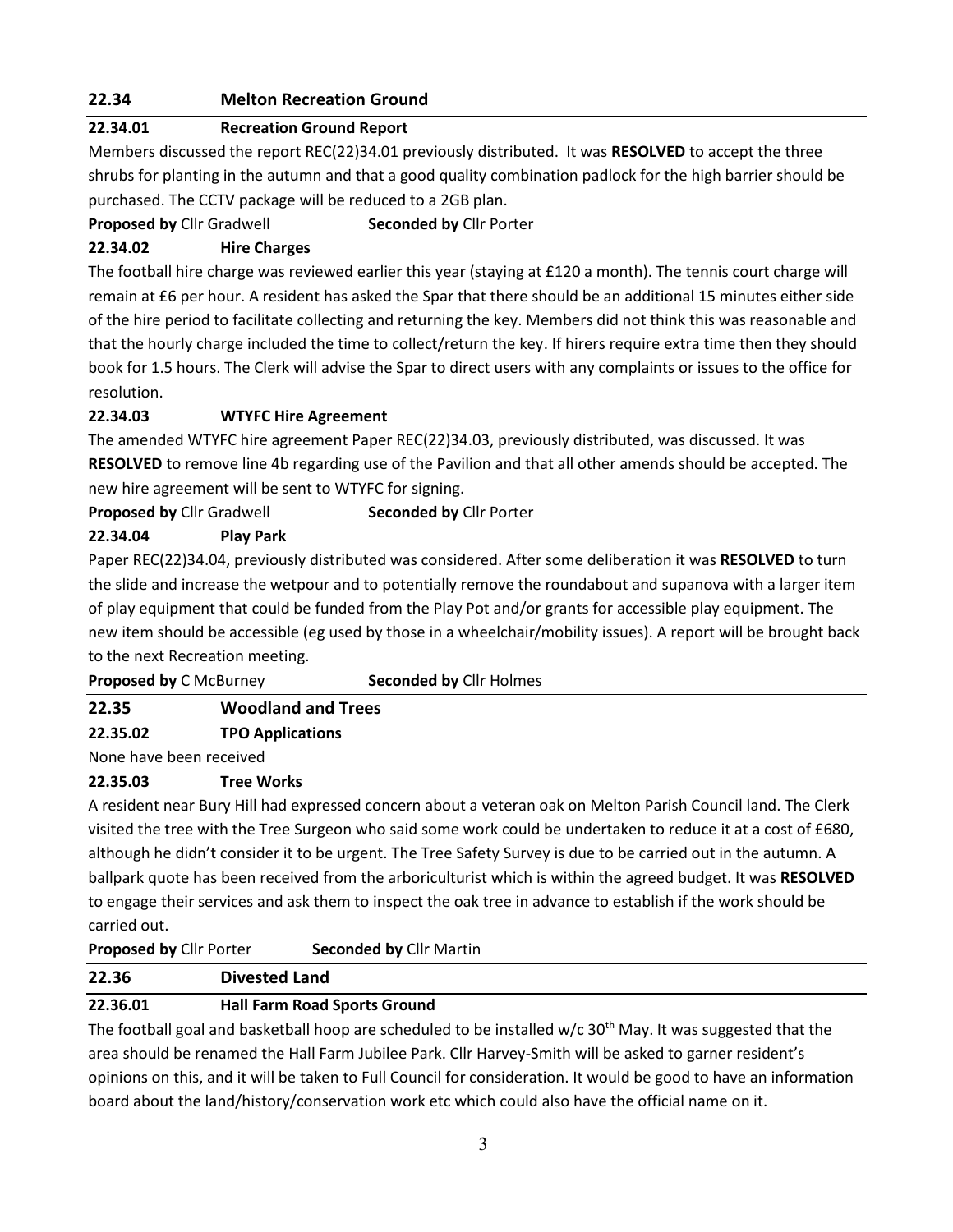## 22.34 Melton Recreation Ground

### 22.34.01 Recreation Ground Report

Members discussed the report REC(22)34.01 previously distributed. It was **RESOLVED** to accept the three shrubs for planting in the autumn and that a good quality combination padlock for the high barrier should be purchased. The CCTV package will be reduced to a 2GB plan.

**Proposed by** Cllr Gradwell **Seconded by** Cllr Porter

### 22.34.02 Hire Charges

The football hire charge was reviewed earlier this year (staying at £120 a month). The tennis court charge will remain at £6 per hour. A resident has asked the Spar that there should be an additional 15 minutes either side of the hire period to facilitate collecting and returning the key. Members did not think this was reasonable and that the hourly charge included the time to collect/return the key. If hirers require extra time then they should book for 1.5 hours. The Clerk will advise the Spar to direct users with any complaints or issues to the office for resolution.

### 22.34.03 WTYFC Hire Agreement

The amended WTYFC hire agreement Paper REC(22)34.03, previously distributed, was discussed. It was **RESOLVED** to remove line 4b regarding use of the Pavilion and that all other amends should be accepted. The new hire agreement will be sent to WTYFC for signing.

**Proposed by** Cllr Gradwell **Seconded by** Cllr Porter

### 22.34.04 Play Park

Paper REC(22)34.04, previously distributed was considered. After some deliberation it was **RESOLVED** to turn the slide and increase the wetpour and to potentially remove the roundabout and supanova with a larger item of play equipment that could be funded from the Play Pot and/or grants for accessible play equipment. The new item should be accessible (eg used by those in a wheelchair/mobility issues). A report will be brought back to the next Recreation meeting.

**Proposed by** C McBurney **Seconded by** Cllr Holmes

## 22.35 Woodland and Trees

### 22.35.02 TPO Applications

None have been received

### 22.35.03 Tree Works

A resident near Bury Hill had expressed concern about a veteran oak on Melton Parish Council land. The Clerk visited the tree with the Tree Surgeon who said some work could be undertaken to reduce it at a cost of £680, although he didn't consider it to be urgent. The Tree Safety Survey is due to be carried out in the autumn. A ballpark quote has been received from the arboriculturist which is within the agreed budget. It was **RESOLVED** to engage their services and ask them to inspect the oak tree in advance to establish if the work should be carried out.

**Proposed by** Cllr Porter **Seconded by** Cllr Martin

## 22.36 Divested Land

### 22.36.01 Hall Farm Road Sports Ground

The football goal and basketball hoop are scheduled to be installed w/c 30th May. It was suggested that the area should be renamed the Hall Farm Jubilee Park. Cllr Harvey-Smith will be asked to garner resident's opinions on this, and it will be taken to Full Council for consideration. It would be good to have an information board about the land/history/conservation work etc which could also have the official name on it.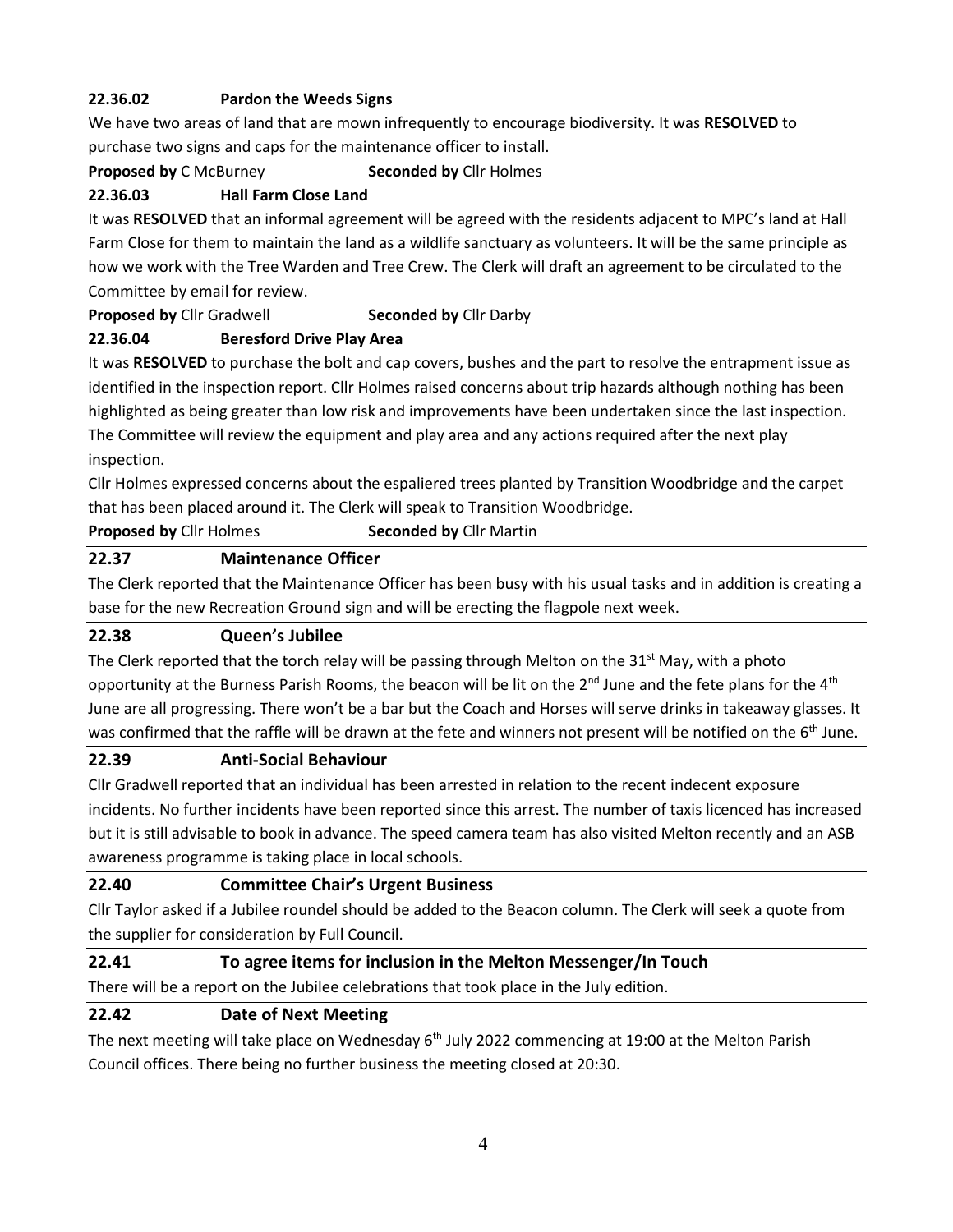#### 22.36.02 Pardon the Weeds Signs

We have two areas of land that are mown infrequently to encourage biodiversity. It was **RESOLVED** to purchase two signs and caps for the maintenance officer to install.

**Proposed by** C McBurney **Seconded by** Cllr Holmes

#### 22.36.03 Hall Farm Close Land

It was **RESOLVED** that an informal agreement will be agreed with the residents adjacent to MPC's land at Hall Farm Close for them to maintain the land as a wildlife sanctuary as volunteers. It will be the same principle as how we work with the Tree Warden and Tree Crew. The Clerk will draft an agreement to be circulated to the Committee by email for review.

**Proposed by** Cllr Gradwell **Seconded by** Cllr Darby

#### 22.36.04 Beresford Drive Play Area

It was **RESOLVED** to purchase the bolt and cap covers, bushes and the part to resolve the entrapment issue as identified in the inspection report. Cllr Holmes raised concerns about trip hazards although nothing has been highlighted as being greater than low risk and improvements have been undertaken since the last inspection. The Committee will review the equipment and play area and any actions required after the next play inspection.

Cllr Holmes expressed concerns about the espaliered trees planted by Transition Woodbridge and the carpet that has been placed around it. The Clerk will speak to Transition Woodbridge.

**Proposed by** Cllr Holmes **Seconded by** Cllr Martin

## 22.37 Maintenance Officer

The Clerk reported that the Maintenance Officer has been busy with his usual tasks and in addition is creating a base for the new Recreation Ground sign and will be erecting the flagpole next week.

## 22.38 Queen's Jubilee

The Clerk reported that the torch relay will be passing through Melton on the 31st May, with a photo opportunity at the Burness Parish Rooms, the beacon will be lit on the 2nd June and the fete plans for the 4th June are all progressing. There won't be a bar but the Coach and Horses will serve drinks in takeaway glasses. It was confirmed that the raffle will be drawn at the fete and winners not present will be notified on the 6th June.

## 22.39 Anti-Social Behaviour

Cllr Gradwell reported that an individual has been arrested in relation to the recent indecent exposure incidents. No further incidents have been reported since this arrest. The number of taxis licenced has increased but it is still advisable to book in advance. The speed camera team has also visited Melton recently and an ASB awareness programme is taking place in local schools.

## 22.40 Committee Chair's Urgent Business

Cllr Taylor asked if a Jubilee roundel should be added to the Beacon column. The Clerk will seek a quote from the supplier for consideration by Full Council.

## 22.41 To agree items for inclusion in the Melton Messenger/In Touch

There will be a report on the Jubilee celebrations that took place in the July edition.

## 22.42 Date of Next Meeting

The next meeting will take place on Wednesday 6th July 2022 commencing at 19:00 at the Melton Parish Council offices. There being no further business the meeting closed at 20:30.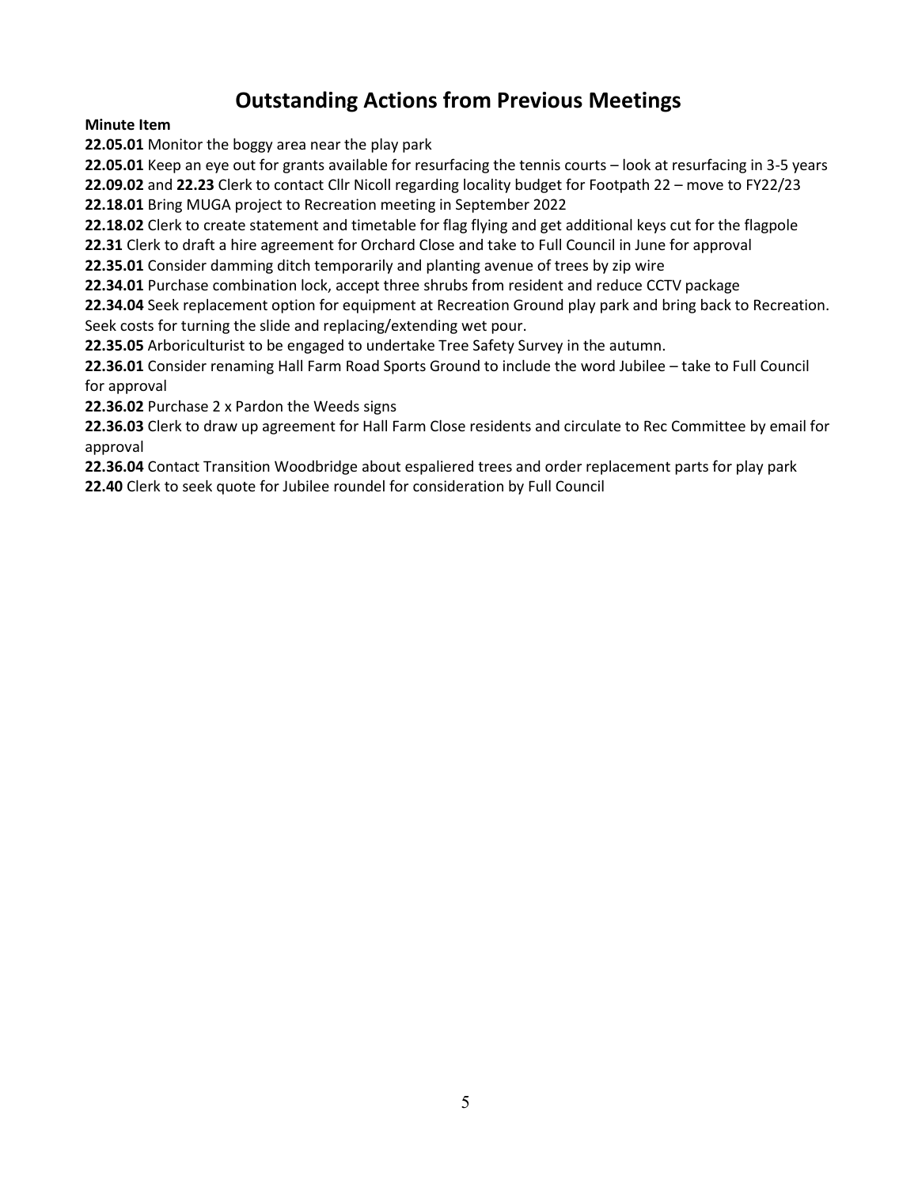# Outstanding Actions from Previous Meetings

**Minute Item**

**22.05.01** Monitor the boggy area near the play park

**22.05.01** Keep an eye out for grants available for resurfacing the tennis courts – look at resurfacing in 3-5 years

**22.09.02** and **22.23** Clerk to contact Cllr Nicoll regarding locality budget for Footpath 22 – move to FY22/23

**22.18.01** Bring MUGA project to Recreation meeting in September 2022

**22.18.02** Clerk to create statement and timetable for flag flying and get additional keys cut for the flagpole

**22.31** Clerk to draft a hire agreement for Orchard Close and take to Full Council in June for approval

**22.35.01** Consider damming ditch temporarily and planting avenue of trees by zip wire

**22.34.01** Purchase combination lock, accept three shrubs from resident and reduce CCTV package

**22.34.04** Seek replacement option for equipment at Recreation Ground play park and bring back to Recreation. Seek costs for turning the slide and replacing/extending wet pour.

**22.35.05** Arboriculturist to be engaged to undertake Tree Safety Survey in the autumn.

**22.36.01** Consider renaming Hall Farm Road Sports Ground to include the word Jubilee – take to Full Council for approval

**22.36.02** Purchase 2 x Pardon the Weeds signs

**22.36.03** Clerk to draw up agreement for Hall Farm Close residents and circulate to Rec Committee by email for approval

**22.36.04** Contact Transition Woodbridge about espaliered trees and order replacement parts for play park

**22.40** Clerk to seek quote for Jubilee roundel for consideration by Full Council